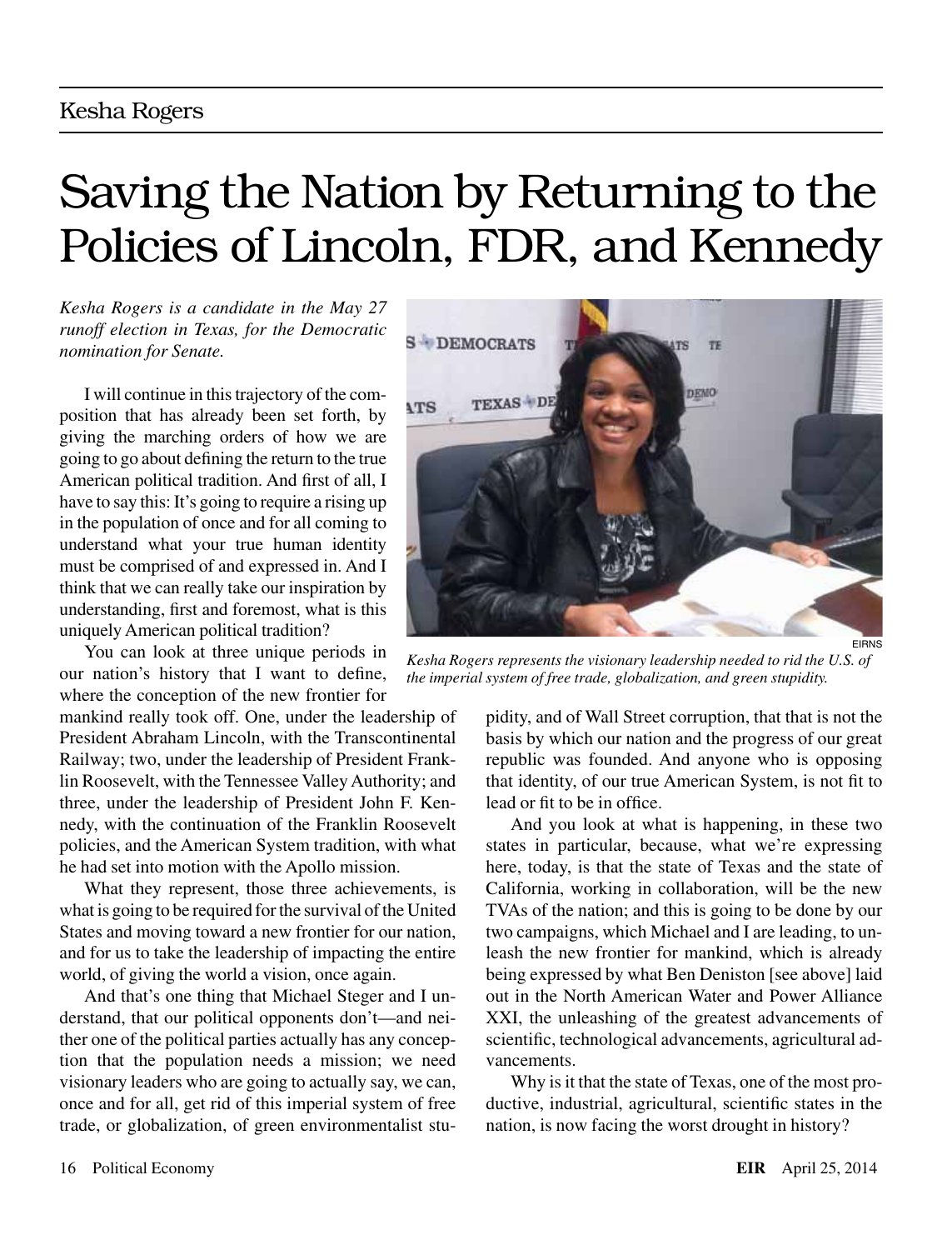Kesha Rogers

# Saving the Nation by Returning to the Policies of Lincoln, FDR, and Kennedy

*Kesha Rogers is a candidate in the May 27 runoff election in Texas, for the Democratic nomination for Senate.*

EIRNS

*Kesha Rogers represents the visionary leadership needed to rid the U.S. of the imperial system of free trade, globalization, and green stupidity.*

I will continue in this trajectory of the composition that has already been set forth, by giving the marching orders of how we are going to go about defining the return to the true American political tradition. And first of all, I have to say this: It's going to require a rising up in the population of once and for all coming to understand what your true human identity must be comprised of and expressed in. And I think that we can really take our inspiration by understanding, first and foremost, what is this uniquely American political tradition?

You can look at three unique periods in our nation's history that I want to define, where the conception of the new frontier for mankind really took off. One, under the leadership of President Abraham Lincoln, with the Transcontinental Railway; two, under the leadership of President Franklin Roosevelt, with the Tennessee Valley Authority; and three, under the leadership of President John F. Kennedy, with the continuation of the Franklin Roosevelt policies, and the American System tradition, with what he had set into motion with the Apollo mission.

What they represent, those three achievements, is what is going to be required for the survival of the United States and moving toward a new frontier for our nation, and for us to take the leadership of impacting the entire world, of giving the world a vision, once again.

And that's one thing that Michael Steger and I understand, that our political opponents don't—and neither one of the political parties actually has any conception that the population needs a mission; we need visionary leaders who are going to actually say, we can, once and for all, get rid of this imperial system of free trade, or globalization, of green environmentalist stupidity, and of Wall Street corruption, that that is not the basis by which our nation and the progress of our great republic was founded. And anyone who is opposing that identity, of our true American System, is not fit to lead or fit to be in office.

And you look at what is happening, in these two states in particular, because, what we're expressing here, today, is that the state of Texas and the state of California, working in collaboration, will be the new TVAs of the nation; and this is going to be done by our two campaigns, which Michael and I are leading, to unleash the new frontier for mankind, which is already being expressed by what Ben Deniston [see above] laid out in the North American Water and Power Alliance XXI, the unleashing of the greatest advancements of scientific, technological advancements, agricultural advancements.

Why is it that the state of Texas, one of the most productive, industrial, agricultural, scientific states in the nation, is now facing the worst drought in history?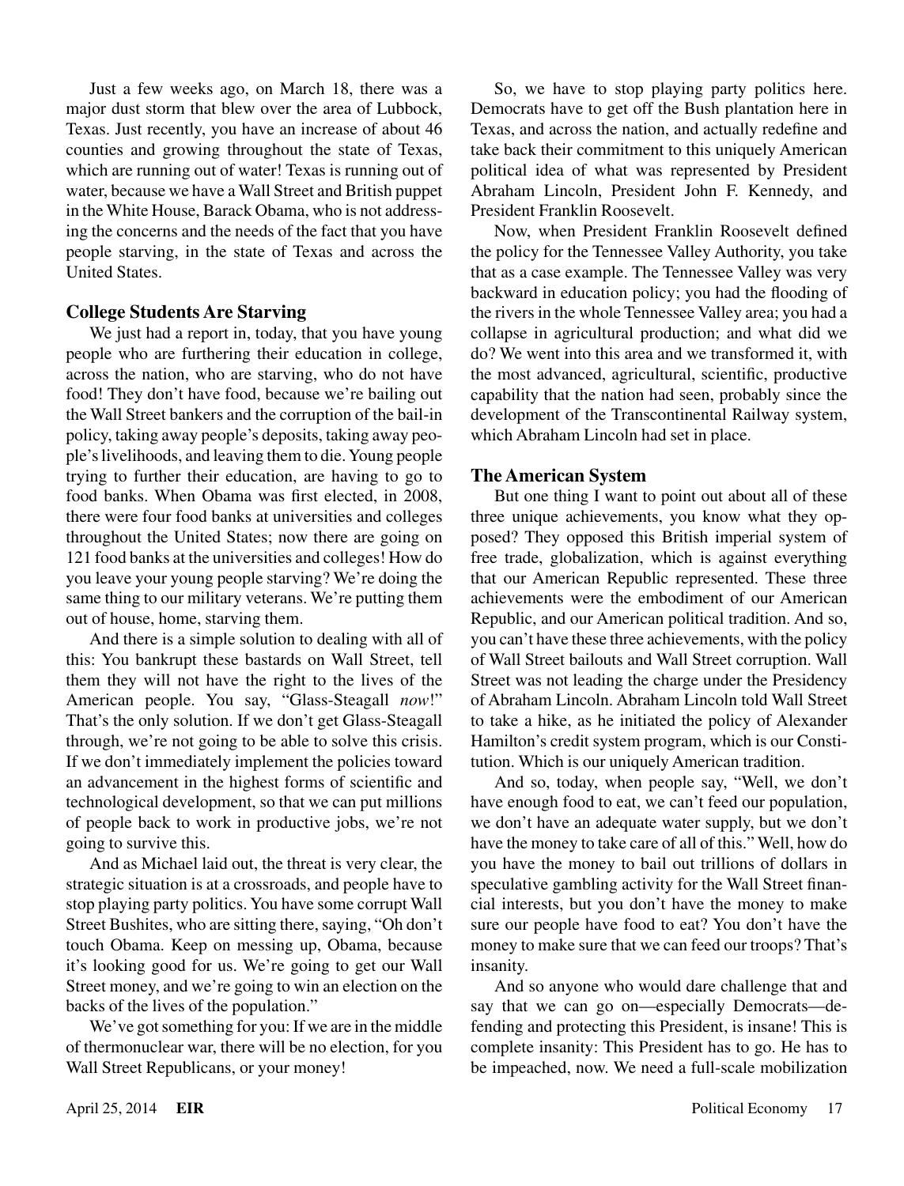Just a few weeks ago, on March 18, there was a major dust storm that blew over the area of Lubbock, Texas. Just recently, you have an increase of about 46 counties and growing throughout the state of Texas, which are running out of water! Texas is running out of water, because we have a Wall Street and British puppet in the White House, Barack Obama, who is not addressing the concerns and the needs of the fact that you have people starving, in the state of Texas and across the United States.

### College Students Are Starving

We just had a report in, today, that you have young people who are furthering their education in college, across the nation, who are starving, who do not have food! They don't have food, because we're bailing out the Wall Street bankers and the corruption of the bail-in policy, taking away people's deposits, taking away people's livelihoods, and leaving them to die. Young people trying to further their education, are having to go to food banks. When Obama was first elected, in 2008, there were four food banks at universities and colleges throughout the United States; now there are going on 121 food banks at the universities and colleges! How do you leave your young people starving? We're doing the same thing to our military veterans. We're putting them out of house, home, starving them.

And there is a simple solution to dealing with all of this: You bankrupt these bastards on Wall Street, tell them they will not have the right to the lives of the American people. You say, "Glass-Steagall *now*!" That's the only solution. If we don't get Glass-Steagall through, we're not going to be able to solve this crisis. If we don't immediately implement the policies toward an advancement in the highest forms of scientific and technological development, so that we can put millions of people back to work in productive jobs, we're not going to survive this.

And as Michael laid out, the threat is very clear, the strategic situation is at a crossroads, and people have to stop playing party politics. You have some corrupt Wall Street Bushites, who are sitting there, saying, "Oh don't touch Obama. Keep on messing up, Obama, because it's looking good for us. We're going to get our Wall Street money, and we're going to win an election on the backs of the lives of the population."

We've got something for you: If we are in the middle of thermonuclear war, there will be no election, for you Wall Street Republicans, or your money!

So, we have to stop playing party politics here. Democrats have to get off the Bush plantation here in Texas, and across the nation, and actually redefine and take back their commitment to this uniquely American political idea of what was represented by President Abraham Lincoln, President John F. Kennedy, and President Franklin Roosevelt.

Now, when President Franklin Roosevelt defined the policy for the Tennessee Valley Authority, you take that as a case example. The Tennessee Valley was very backward in education policy; you had the flooding of the rivers in the whole Tennessee Valley area; you had a collapse in agricultural production; and what did we do? We went into this area and we transformed it, with the most advanced, agricultural, scientific, productive capability that the nation had seen, probably since the development of the Transcontinental Railway system, which Abraham Lincoln had set in place.

### The American System

But one thing I want to point out about all of these three unique achievements, you know what they opposed? They opposed this British imperial system of free trade, globalization, which is against everything that our American Republic represented. These three achievements were the embodiment of our American Republic, and our American political tradition. And so, you can't have these three achievements, with the policy of Wall Street bailouts and Wall Street corruption. Wall Street was not leading the charge under the Presidency of Abraham Lincoln. Abraham Lincoln told Wall Street to take a hike, as he initiated the policy of Alexander Hamilton's credit system program, which is our Constitution. Which is our uniquely American tradition.

And so, today, when people say, "Well, we don't have enough food to eat, we can't feed our population, we don't have an adequate water supply, but we don't have the money to take care of all of this." Well, how do you have the money to bail out trillions of dollars in speculative gambling activity for the Wall Street financial interests, but you don't have the money to make sure our people have food to eat? You don't have the money to make sure that we can feed our troops? That's insanity.

And so anyone who would dare challenge that and say that we can go on—especially Democrats—defending and protecting this President, is insane! This is complete insanity: This President has to go. He has to be impeached, now. We need a full-scale mobilization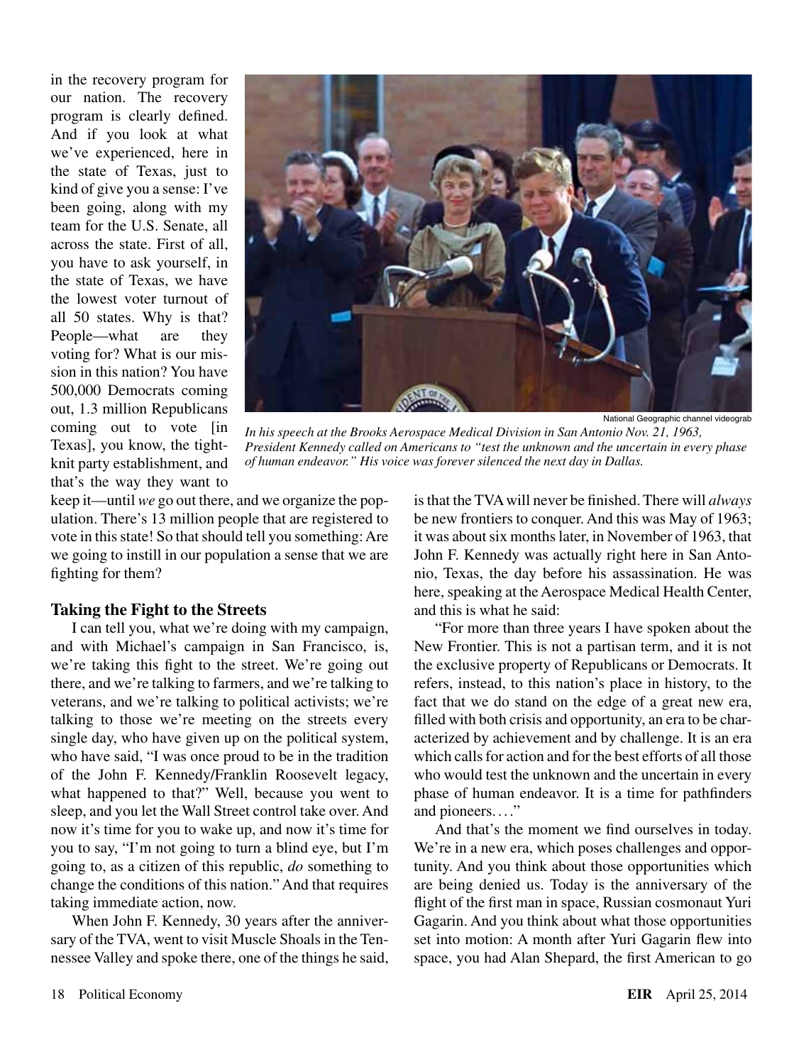in the recovery program for our nation. The recovery program is clearly defined. And if you look at what we've experienced, here in the state of Texas, just to kind of give you a sense: I've been going, along with my team for the U.S. Senate, all across the state. First of all, you have to ask yourself, in the state of Texas, we have the lowest voter turnout of all 50 states. Why is that? People—what are they voting for? What is our mission in this nation? You have 500,000 Democrats coming out, 1.3 million Republicans coming out to vote [in Texas], you know, the tight-knit party establishment, and that's the way they want to keep it—until *we* go out there, and we organize the population. There's 13 million people that are registered to vote in this state! So that should tell you something: Are we going to instill in our population a sense that we are fighting for them?

National Geographic channel videograb

*In his speech at the Brooks Aerospace Medical Division in San Antonio Nov. 21, 1963, President Kennedy called on Americans to "test the unknown and the uncertain in every phase of human endeavor." His voice was forever silenced the next day in Dallas.*

### Taking the Fight to the Streets

I can tell you, what we're doing with my campaign, and with Michael's campaign in San Francisco, is, we're taking this fight to the street. We're going out there, and we're talking to farmers, and we're talking to veterans, and we're talking to political activists; we're talking to those we're meeting on the streets every single day, who have given up on the political system, who have said, "I was once proud to be in the tradition of the John F. Kennedy/Franklin Roosevelt legacy, what happened to that?" Well, because you went to sleep, and you let the Wall Street control take over. And now it's time for you to wake up, and now it's time for you to say, "I'm not going to turn a blind eye, but I'm going to, as a citizen of this republic, *do* something to change the conditions of this nation." And that requires taking immediate action, now.

When John F. Kennedy, 30 years after the anniversary of the TVA, went to visit Muscle Shoals in the Tennessee Valley and spoke there, one of the things he said, is that the TVA will never be finished. There will *always* be new frontiers to conquer. And this was May of 1963; it was about six months later, in November of 1963, that John F. Kennedy was actually right here in San Antonio, Texas, the day before his assassination. He was here, speaking at the Aerospace Medical Health Center, and this is what he said:

"For more than three years I have spoken about the New Frontier. This is not a partisan term, and it is not the exclusive property of Republicans or Democrats. It refers, instead, to this nation's place in history, to the fact that we do stand on the edge of a great new era, filled with both crisis and opportunity, an era to be characterized by achievement and by challenge. It is an era which calls for action and for the best efforts of all those who would test the unknown and the uncertain in every phase of human endeavor. It is a time for pathfinders and pioneers. . . ."

And that's the moment we find ourselves in today. We're in a new era, which poses challenges and opportunity. And you think about those opportunities which are being denied us. Today is the anniversary of the flight of the first man in space, Russian cosmonaut Yuri Gagarin. And you think about what those opportunities set into motion: A month after Yuri Gagarin flew into space, you had Alan Shepard, the first American to go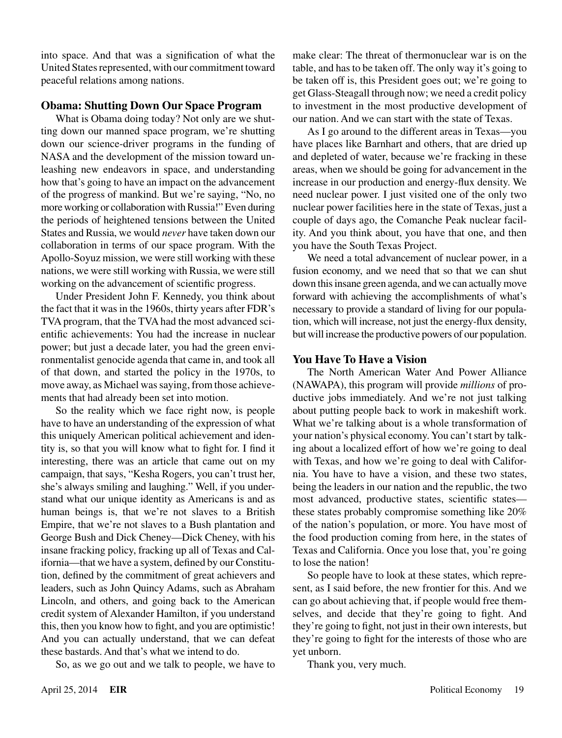into space. And that was a signification of what the United States represented, with our commitment toward peaceful relations among nations.

### Obama: Shutting Down Our Space Program

What is Obama doing today? Not only are we shutting down our manned space program, we're shutting down our science-driver programs in the funding of NASA and the development of the mission toward unleashing new endeavors in space, and understanding how that's going to have an impact on the advancement of the progress of mankind. But we're saying, "No, no more working or collaboration with Russia!" Even during the periods of heightened tensions between the United States and Russia, we would *never* have taken down our collaboration in terms of our space program. With the Apollo-Soyuz mission, we were still working with these nations, we were still working with Russia, we were still working on the advancement of scientific progress.

Under President John F. Kennedy, you think about the fact that it was in the 1960s, thirty years after FDR's TVA program, that the TVA had the most advanced scientific achievements: You had the increase in nuclear power; but just a decade later, you had the green environmentalist genocide agenda that came in, and took all of that down, and started the policy in the 1970s, to move away, as Michael was saying, from those achievements that had already been set into motion.

So the reality which we face right now, is people have to have an understanding of the expression of what this uniquely American political achievement and identity is, so that you will know what to fight for. I find it interesting, there was an article that came out on my campaign, that says, "Kesha Rogers, you can't trust her, she's always smiling and laughing." Well, if you understand what our unique identity as Americans is and as human beings is, that we're not slaves to a British Empire, that we're not slaves to a Bush plantation and George Bush and Dick Cheney—Dick Cheney, with his insane fracking policy, fracking up all of Texas and California—that we have a system, defined by our Constitution, defined by the commitment of great achievers and leaders, such as John Quincy Adams, such as Abraham Lincoln, and others, and going back to the American credit system of Alexander Hamilton, if you understand this, then you know how to fight, and you are optimistic! And you can actually understand, that we can defeat these bastards. And that's what we intend to do.

So, as we go out and we talk to people, we have to make clear: The threat of thermonuclear war is on the table, and has to be taken off. The only way it's going to be taken off is, this President goes out; we're going to get Glass-Steagall through now; we need a credit policy to investment in the most productive development of our nation. And we can start with the state of Texas.

As I go around to the different areas in Texas—you have places like Barnhart and others, that are dried up and depleted of water, because we're fracking in these areas, when we should be going for advancement in the increase in our production and energy-flux density. We need nuclear power. I just visited one of the only two nuclear power facilities here in the state of Texas, just a couple of days ago, the Comanche Peak nuclear facility. And you think about, you have that one, and then you have the South Texas Project.

We need a total advancement of nuclear power, in a fusion economy, and we need that so that we can shut down this insane green agenda, and we can actually move forward with achieving the accomplishments of what's necessary to provide a standard of living for our population, which will increase, not just the energy-flux density, but will increase the productive powers of our population.

### You Have To Have a Vision

The North American Water And Power Alliance (NAWAPA), this program will provide *millions* of productive jobs immediately. And we're not just talking about putting people back to work in makeshift work. What we're talking about is a whole transformation of your nation's physical economy. You can't start by talking about a localized effort of how we're going to deal with Texas, and how we're going to deal with California. You have to have a vision, and these two states, being the leaders in our nation and the republic, the two most advanced, productive states, scientific states—these states probably compromise something like 20% of the nation's population, or more. You have most of the food production coming from here, in the states of Texas and California. Once you lose that, you're going to lose the nation!

So people have to look at these states, which represent, as I said before, the new frontier for this. And we can go about achieving that, if people would free themselves, and decide that they're going to fight. And they're going to fight, not just in their own interests, but they're going to fight for the interests of those who are yet unborn.

Thank you, very much.